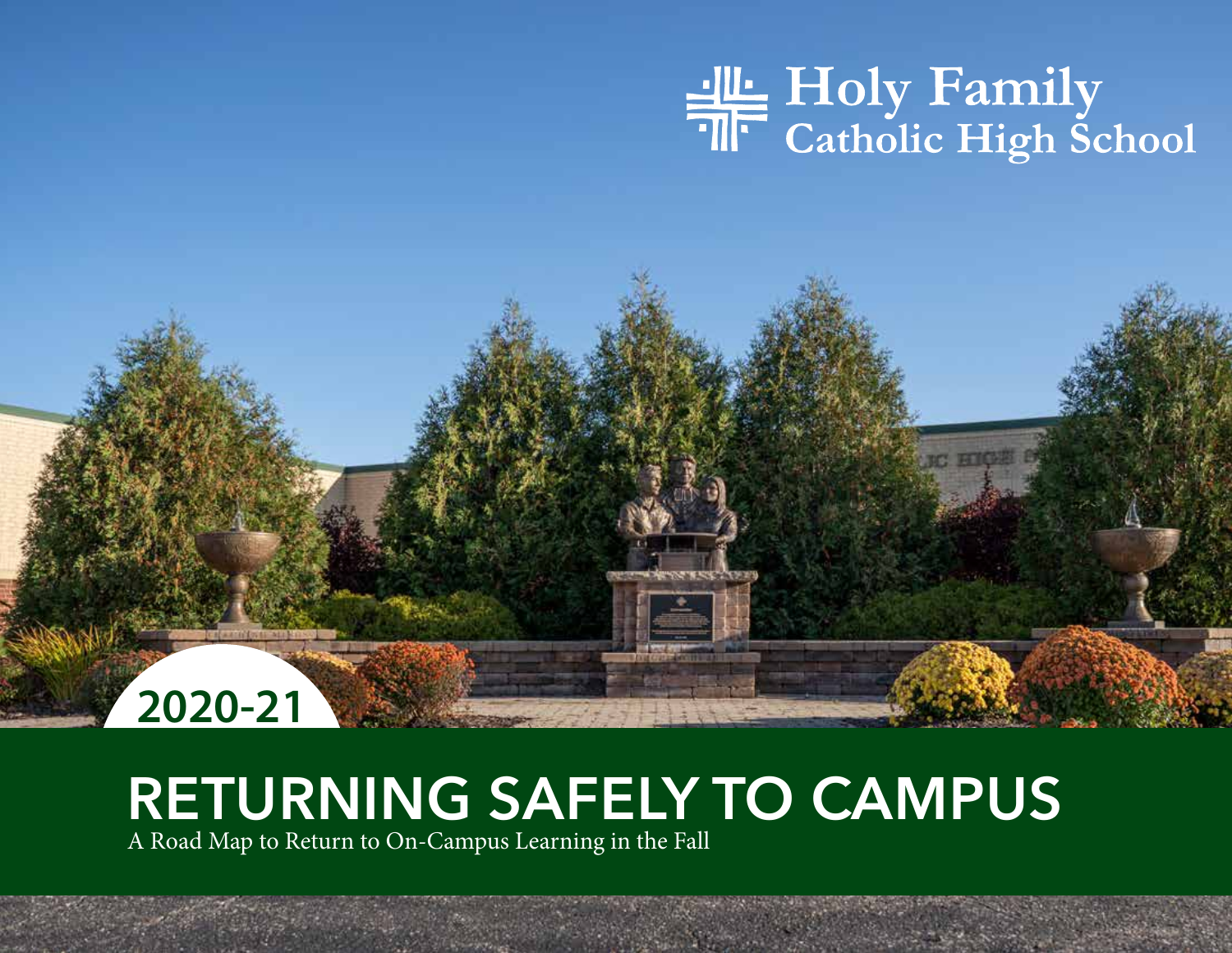Holy Family
Catholic High School

2020-21

# RETURNING SAFELY TO CAMPUS

A Road Map to Return to On-Campus Learning in the Fall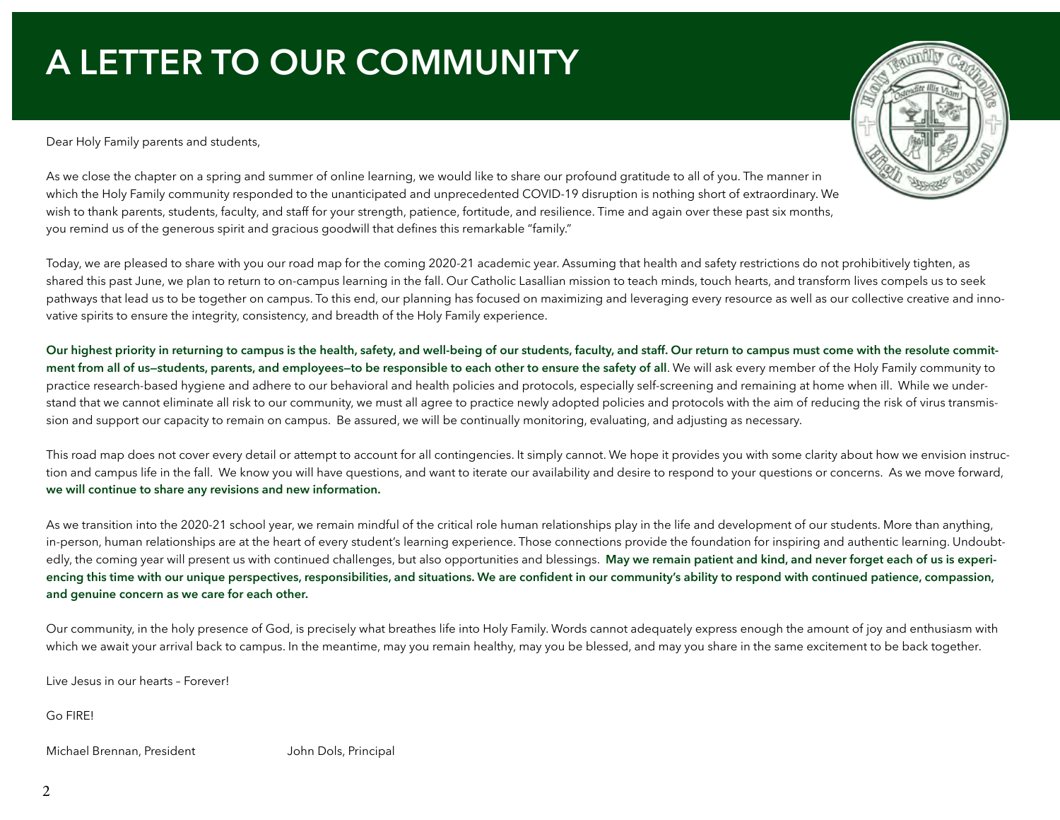# A LETTER TO OUR COMMUNITY

Dear Holy Family parents and students,

As we close the chapter on a spring and summer of online learning, we would like to share our profound gratitude to all of you. The manner in which the Holy Family community responded to the unanticipated and unprecedented COVID-19 disruption is nothing short of extraordinary. We wish to thank parents, students, faculty, and staff for your strength, patience, fortitude, and resilience. Time and again over these past six months, you remind us of the generous spirit and gracious goodwill that defines this remarkable "family."

Today, we are pleased to share with you our road map for the coming 2020-21 academic year. Assuming that health and safety restrictions do not prohibitively tighten, as shared this past June, we plan to return to on-campus learning in the fall. Our Catholic Lasallian mission to teach minds, touch hearts, and transform lives compels us to seek pathways that lead us to be together on campus. To this end, our planning has focused on maximizing and leveraging every resource as well as our collective creative and innovative spirits to ensure the integrity, consistency, and breadth of the Holy Family experience.

**Our highest priority in returning to campus is the health, safety, and well-being of our students, faculty, and staff. Our return to campus must come with the resolute commitment from all of us—students, parents, and employees—to be responsible to each other to ensure the safety of all**. We will ask every member of the Holy Family community to practice research-based hygiene and adhere to our behavioral and health policies and protocols, especially self-screening and remaining at home when ill. While we understand that we cannot eliminate all risk to our community, we must all agree to practice newly adopted policies and protocols with the aim of reducing the risk of virus transmission and support our capacity to remain on campus. Be assured, we will be continually monitoring, evaluating, and adjusting as necessary.

This road map does not cover every detail or attempt to account for all contingencies. It simply cannot. We hope it provides you with some clarity about how we envision instruction and campus life in the fall. We know you will have questions, and want to iterate our availability and desire to respond to your questions or concerns. As we move forward, **we will continue to share any revisions and new information.**

As we transition into the 2020-21 school year, we remain mindful of the critical role human relationships play in the life and development of our students. More than anything, in-person, human relationships are at the heart of every student's learning experience. Those connections provide the foundation for inspiring and authentic learning. Undoubtedly, the coming year will present us with continued challenges, but also opportunities and blessings. **May we remain patient and kind, and never forget each of us is experiencing this time with our unique perspectives, responsibilities, and situations. We are confident in our community's ability to respond with continued patience, compassion, and genuine concern as we care for each other.**

Our community, in the holy presence of God, is precisely what breathes life into Holy Family. Words cannot adequately express enough the amount of joy and enthusiasm with which we await your arrival back to campus. In the meantime, may you remain healthy, may you be blessed, and may you share in the same excitement to be back together.

Live Jesus in our hearts – Forever!

Go FIRE!

Michael Brennan, President

John Dols, Principal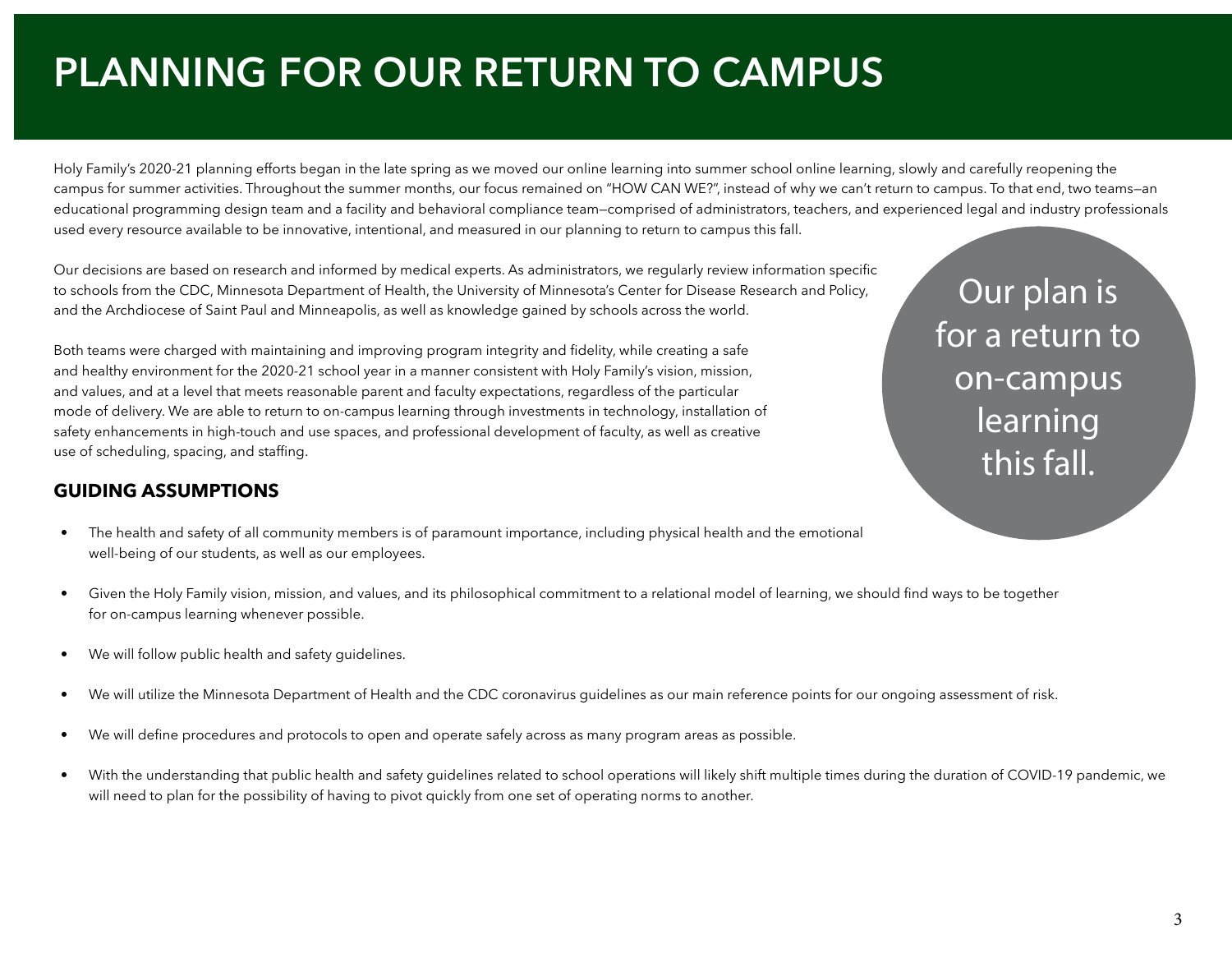# PLANNING FOR OUR RETURN TO CAMPUS

Holy Family's 2020-21 planning efforts began in the late spring as we moved our online learning into summer school online learning, slowly and carefully reopening the campus for summer activities. Throughout the summer months, our focus remained on "HOW CAN WE?", instead of why we can't return to campus. To that end, two teams—an educational programming design team and a facility and behavioral compliance team—comprised of administrators, teachers, and experienced legal and industry professionals used every resource available to be innovative, intentional, and measured in our planning to return to campus this fall.

Our decisions are based on research and informed by medical experts. As administrators, we regularly review information specific to schools from the CDC, Minnesota Department of Health, the University of Minnesota's Center for Disease Research and Policy, and the Archdiocese of Saint Paul and Minneapolis, as well as knowledge gained by schools across the world.

Both teams were charged with maintaining and improving program integrity and fidelity, while creating a safe and healthy environment for the 2020-21 school year in a manner consistent with Holy Family's vision, mission, and values, and at a level that meets reasonable parent and faculty expectations, regardless of the particular mode of delivery. We are able to return to on-campus learning through investments in technology, installation of safety enhancements in high-touch and use spaces, and professional development of faculty, as well as creative use of scheduling, spacing, and staffing.

Our plan is for a return to on-campus learning this fall.

## GUIDING ASSUMPTIONS

- The health and safety of all community members is of paramount importance, including physical health and the emotional well-being of our students, as well as our employees.
- Given the Holy Family vision, mission, and values, and its philosophical commitment to a relational model of learning, we should find ways to be together for on-campus learning whenever possible.
- We will follow public health and safety guidelines.
- We will utilize the Minnesota Department of Health and the CDC coronavirus guidelines as our main reference points for our ongoing assessment of risk.
- We will define procedures and protocols to open and operate safely across as many program areas as possible.
- With the understanding that public health and safety guidelines related to school operations will likely shift multiple times during the duration of COVID-19 pandemic, we will need to plan for the possibility of having to pivot quickly from one set of operating norms to another.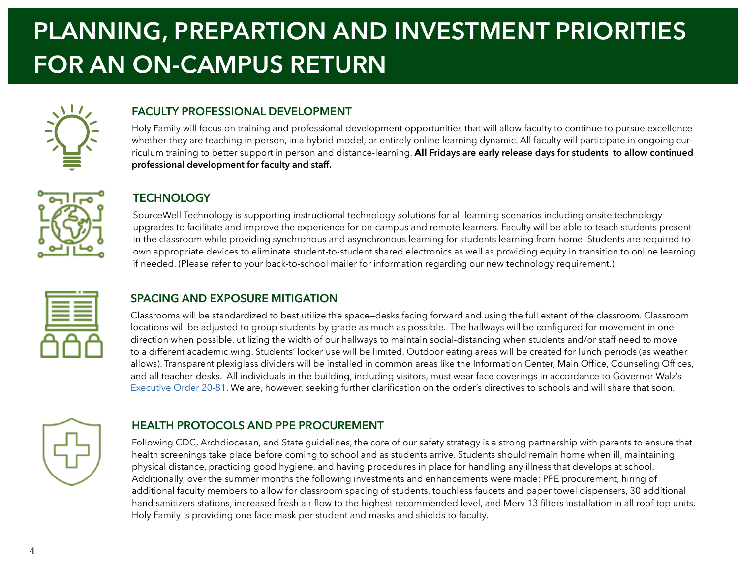# PLANNING, PREPARTION AND INVESTMENT PRIORITIES FOR AN ON-CAMPUS RETURN

## FACULTY PROFESSIONAL DEVELOPMENT

Holy Family will focus on training and professional development opportunities that will allow faculty to continue to pursue excellence whether they are teaching in person, in a hybrid model, or entirely online learning dynamic. All faculty will participate in ongoing curriculum training to better support in person and distance-learning. **All Fridays are early release days for students to allow continued professional development for faculty and staff.**

## TECHNOLOGY

SourceWell Technology is supporting instructional technology solutions for all learning scenarios including onsite technology upgrades to facilitate and improve the experience for on-campus and remote learners. Faculty will be able to teach students present in the classroom while providing synchronous and asynchronous learning for students learning from home. Students are required to own appropriate devices to eliminate student-to-student shared electronics as well as providing equity in transition to online learning if needed. (Please refer to your back-to-school mailer for information regarding our new technology requirement.)

## SPACING AND EXPOSURE MITIGATION

Classrooms will be standardized to best utilize the space—desks facing forward and using the full extent of the classroom. Classroom locations will be adjusted to group students by grade as much as possible. The hallways will be configured for movement in one direction when possible, utilizing the width of our hallways to maintain social-distancing when students and/or staff need to move to a different academic wing. Students' locker use will be limited. Outdoor eating areas will be created for lunch periods (as weather allows). Transparent plexiglass dividers will be installed in common areas like the Information Center, Main Office, Counseling Offices, and all teacher desks. All individuals in the building, including visitors, must wear face coverings in accordance to Governor Walz's Executive Order 20-81. We are, however, seeking further clarification on the order's directives to schools and will share that soon.

## HEALTH PROTOCOLS AND PPE PROCUREMENT

Following CDC, Archdiocesan, and State guidelines, the core of our safety strategy is a strong partnership with parents to ensure that health screenings take place before coming to school and as students arrive. Students should remain home when ill, maintaining physical distance, practicing good hygiene, and having procedures in place for handling any illness that develops at school. Additionally, over the summer months the following investments and enhancements were made: PPE procurement, hiring of additional faculty members to allow for classroom spacing of students, touchless faucets and paper towel dispensers, 30 additional hand sanitizers stations, increased fresh air flow to the highest recommended level, and Merv 13 filters installation in all roof top units. Holy Family is providing one face mask per student and masks and shields to faculty.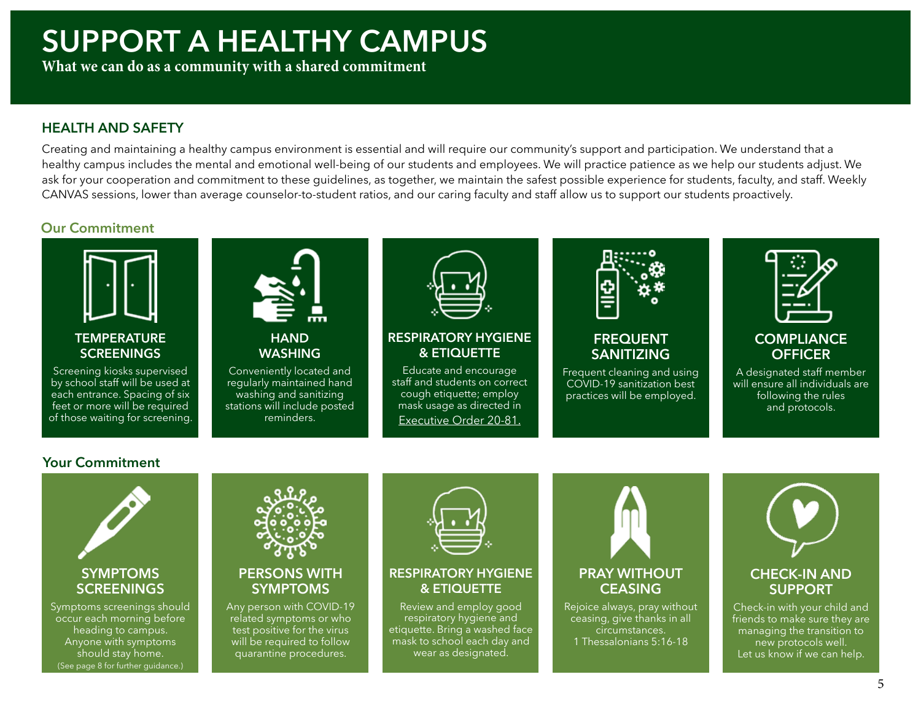# SUPPORT A HEALTHY CAMPUS

**What we can do as a community with a shared commitment**

## HEALTH AND SAFETY

Creating and maintaining a healthy campus environment is essential and will require our community's support and participation. We understand that a healthy campus includes the mental and emotional well-being of our students and employees. We will practice patience as we help our students adjust. We ask for your cooperation and commitment to these guidelines, as together, we maintain the safest possible experience for students, faculty, and staff. Weekly CANVAS sessions, lower than average counselor-to-student ratios, and our caring faculty and staff allow us to support our students proactively.

### Our Commitment

**TEMPERATURE SCREENINGS**

Screening kiosks supervised by school staff will be used at each entrance. Spacing of six feet or more will be required of those waiting for screening.

**HAND WASHING**

Conveniently located and regularly maintained hand washing and sanitizing stations will include posted reminders.

**RESPIRATORY HYGIENE & ETIQUETTE**

Educate and encourage staff and students on correct cough etiquette; employ mask usage as directed in Executive Order 20-81.

**FREQUENT SANITIZING**

Frequent cleaning and using COVID-19 sanitization best practices will be employed.

**COMPLIANCE OFFICER**

A designated staff member will ensure all individuals are following the rules and protocols.

### Your Commitment

**SYMPTOMS SCREENINGS**

Symptoms screenings should occur each morning before heading to campus. Anyone with symptoms should stay home. (See page 8 for further guidance.)

**PERSONS WITH SYMPTOMS**

Any person with COVID-19 related symptoms or who test positive for the virus will be required to follow quarantine procedures.

**RESPIRATORY HYGIENE & ETIQUETTE**

Review and employ good respiratory hygiene and etiquette. Bring a washed face mask to school each day and wear as designated.

**PRAY WITHOUT CEASING**

Rejoice always, pray without ceasing, give thanks in all circumstances. 1 Thessalonians 5:16-18

**CHECK-IN AND SUPPORT**

Check-in with your child and friends to make sure they are managing the transition to new protocols well. Let us know if we can help.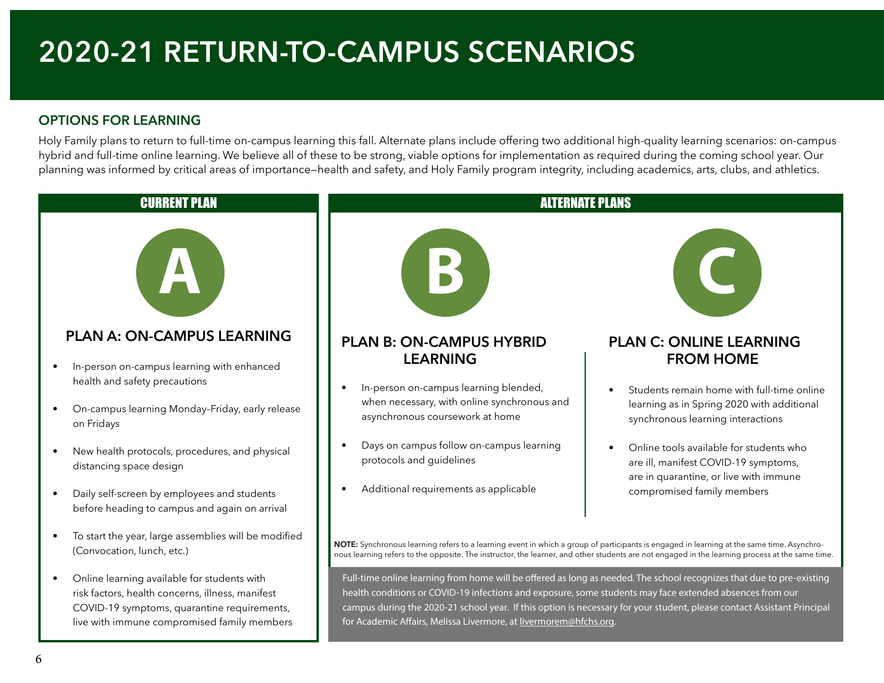# 2020-21 RETURN-TO-CAMPUS SCENARIOS

## OPTIONS FOR LEARNING

Holy Family plans to return to full-time on-campus learning this fall. Alternate plans include offering two additional high-quality learning scenarios: on-campus hybrid and full-time online learning. We believe all of these to be strong, viable options for implementation as required during the coming school year. Our planning was informed by critical areas of importance—health and safety, and Holy Family program integrity, including academics, arts, clubs, and athletics.

## CURRENT PLAN

### PLAN A: ON-CAMPUS LEARNING

- In-person on-campus learning with enhanced health and safety precautions
- On-campus learning Monday–Friday, early release on Fridays
- New health protocols, procedures, and physical distancing space design
- Daily self-screen by employees and students before heading to campus and again on arrival
- To start the year, large assemblies will be modified (Convocation, lunch, etc.)
- Online learning available for students with risk factors, health concerns, illness, manifest COVID-19 symptoms, quarantine requirements, live with immune compromised family members

## ALTERNATE PLANS

### PLAN B: ON-CAMPUS HYBRID LEARNING

- In-person on-campus learning blended, when necessary, with online synchronous and asynchronous coursework at home
- Days on campus follow on-campus learning protocols and guidelines
- Additional requirements as applicable

### PLAN C: ONLINE LEARNING FROM HOME

- Students remain home with full-time online learning as in Spring 2020 with additional synchronous learning interactions
- Online tools available for students who are ill, manifest COVID-19 symptoms, are in quarantine, or live with immune compromised family members

**NOTE:** Synchronous learning refers to a learning event in which a group of participants is engaged in learning at the same time. Asynchronous learning refers to the opposite. The instructor, the learner, and other students are not engaged in the learning process at the same time.

Full-time online learning from home will be offered as long as needed. The school recognizes that due to pre-existing health conditions or COVID-19 infections and exposure, some students may face extended absences from our campus during the 2020-21 school year. If this option is necessary for your student, please contact Assistant Principal for Academic Affairs, Melissa Livermore, at livermorem@hfchs.org.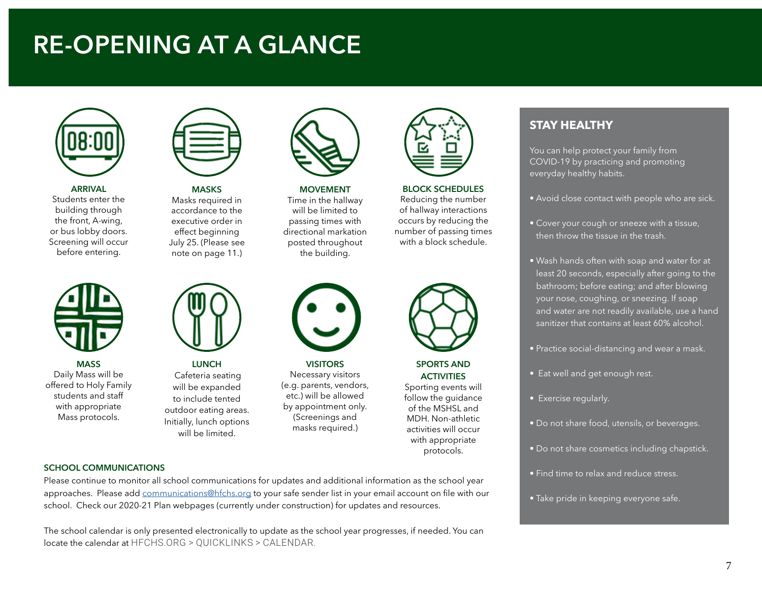# RE-OPENING AT A GLANCE

**ARRIVAL**
Students enter the building through the front, A-wing, or bus lobby doors. Screening will occur before entering.

**MASKS**
Masks required in accordance to the executive order in effect beginning July 25. (Please see note on page 11.)

**MOVEMENT**
Time in the hallway will be limited to passing times with directional markation posted throughout the building.

**BLOCK SCHEDULES**
Reducing the number of hallway interactions occurs by reducing the number of passing times with a block schedule.

**MASS**
Daily Mass will be offered to Holy Family students and staff with appropriate Mass protocols.

**LUNCH**
Cafeteria seating will be expanded to include tented outdoor eating areas. Initially, lunch options will be limited.

**VISITORS**
Necessary visitors (e.g. parents, vendors, etc.) will be allowed by appointment only. (Screenings and masks required.)

**SPORTS AND ACTIVITIES**
Sporting events will follow the guidance of the MSHSL and MDH. Non-athletic activities will occur with appropriate protocols.

**SCHOOL COMMUNICATIONS**

Please continue to monitor all school communications for updates and additional information as the school year approaches. Please add communications@hfchs.org to your safe sender list in your email account on file with our school. Check our 2020-21 Plan webpages (currently under construction) for updates and resources.

The school calendar is only presented electronically to update as the school year progresses, if needed. You can locate the calendar at HFCHS.ORG > QUICKLINKS > CALENDAR.

## STAY HEALTHY

You can help protect your family from COVID-19 by practicing and promoting everyday healthy habits.

- Avoid close contact with people who are sick.
- Cover your cough or sneeze with a tissue, then throw the tissue in the trash.
- Wash hands often with soap and water for at least 20 seconds, especially after going to the bathroom; before eating; and after blowing your nose, coughing, or sneezing. If soap and water are not readily available, use a hand sanitizer that contains at least 60% alcohol.
- Practice social-distancing and wear a mask.
- Eat well and get enough rest.
- Exercise regularly.
- Do not share food, utensils, or beverages.
- Do not share cosmetics including chapstick.
- Find time to relax and reduce stress.
- Take pride in keeping everyone safe.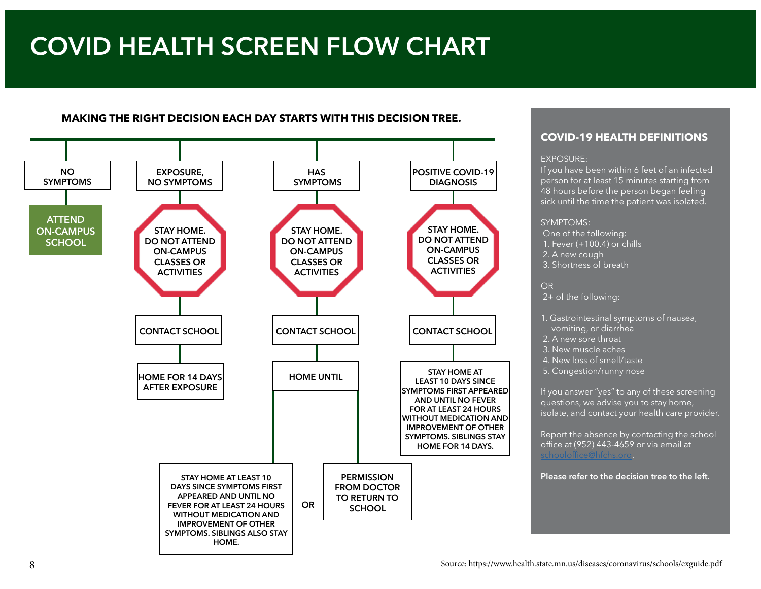# COVID HEALTH SCREEN FLOW CHART

**MAKING THE RIGHT DECISION EACH DAY STARTS WITH THIS DECISION TREE.**

**NO SYMPTOMS**
- ATTEND ON-CAMPUS SCHOOL

**EXPOSURE, NO SYMPTOMS**
- STAY HOME. DO NOT ATTEND ON-CAMPUS CLASSES OR ACTIVITIES
- CONTACT SCHOOL
- HOME FOR 14 DAYS AFTER EXPOSURE

**HAS SYMPTOMS**
- STAY HOME. DO NOT ATTEND ON-CAMPUS CLASSES OR ACTIVITIES
- CONTACT SCHOOL
- HOME UNTIL
  - STAY HOME AT LEAST 10 DAYS SINCE SYMPTOMS FIRST APPEARED AND UNTIL NO FEVER FOR AT LEAST 24 HOURS WITHOUT MEDICATION AND IMPROVEMENT OF OTHER SYMPTOMS. SIBLINGS ALSO STAY HOME.
  - OR
  - PERMISSION FROM DOCTOR TO RETURN TO SCHOOL

**POSITIVE COVID-19 DIAGNOSIS**
- STAY HOME. DO NOT ATTEND ON-CAMPUS CLASSES OR ACTIVITIES
- CONTACT SCHOOL
- STAY HOME AT LEAST 10 DAYS SINCE SYMPTOMS FIRST APPEARED AND UNTIL NO FEVER FOR AT LEAST 24 HOURS WITHOUT MEDICATION AND IMPROVEMENT OF OTHER SYMPTOMS. SIBLINGS STAY HOME FOR 14 DAYS.

## COVID-19 HEALTH DEFINITIONS

EXPOSURE:
If you have been within 6 feet of an infected person for at least 15 minutes starting from 48 hours before the person began feeling sick until the time the patient was isolated.

SYMPTOMS:
One of the following:
1. Fever (+100.4) or chills
2. A new cough
3. Shortness of breath

OR
2+ of the following:

1. Gastrointestinal symptoms of nausea, vomiting, or diarrhea
2. A new sore throat
3. New muscle aches
4. New loss of smell/taste
5. Congestion/runny nose

If you answer "yes" to any of these screening questions, we advise you to stay home, isolate, and contact your health care provider.

Report the absence by contacting the school office at (952) 443-4659 or via email at schooloffice@hfchs.org.

**Please refer to the decision tree to the left.**

Source: https://www.health.state.mn.us/diseases/coronavirus/schools/exguide.pdf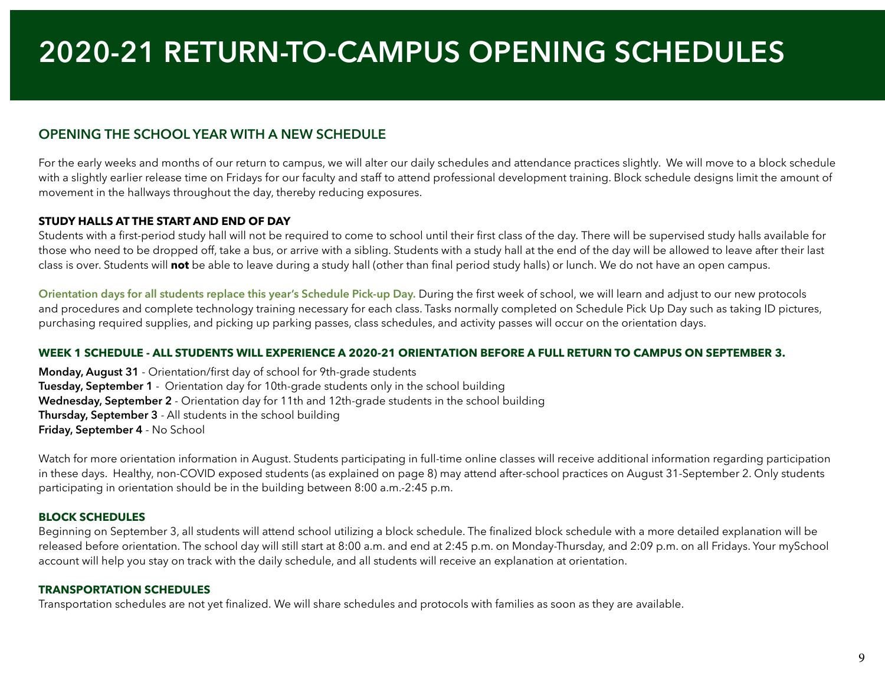# 2020-21 RETURN-TO-CAMPUS OPENING SCHEDULES

## OPENING THE SCHOOL YEAR WITH A NEW SCHEDULE

For the early weeks and months of our return to campus, we will alter our daily schedules and attendance practices slightly. We will move to a block schedule with a slightly earlier release time on Fridays for our faculty and staff to attend professional development training. Block schedule designs limit the amount of movement in the hallways throughout the day, thereby reducing exposures.

### STUDY HALLS AT THE START AND END OF DAY

Students with a first-period study hall will not be required to come to school until their first class of the day. There will be supervised study halls available for those who need to be dropped off, take a bus, or arrive with a sibling. Students with a study hall at the end of the day will be allowed to leave after their last class is over. Students will **not** be able to leave during a study hall (other than final period study halls) or lunch. We do not have an open campus.

**Orientation days for all students replace this year's Schedule Pick-up Day.** During the first week of school, we will learn and adjust to our new protocols and procedures and complete technology training necessary for each class. Tasks normally completed on Schedule Pick Up Day such as taking ID pictures, purchasing required supplies, and picking up parking passes, class schedules, and activity passes will occur on the orientation days.

### WEEK 1 SCHEDULE - ALL STUDENTS WILL EXPERIENCE A 2020-21 ORIENTATION BEFORE A FULL RETURN TO CAMPUS ON SEPTEMBER 3.

**Monday, August 31** - Orientation/first day of school for 9th-grade students
**Tuesday, September 1** - Orientation day for 10th-grade students only in the school building
**Wednesday, September 2** - Orientation day for 11th and 12th-grade students in the school building
**Thursday, September 3** - All students in the school building
**Friday, September 4** - No School

Watch for more orientation information in August. Students participating in full-time online classes will receive additional information regarding participation in these days. Healthy, non-COVID exposed students (as explained on page 8) may attend after-school practices on August 31-September 2. Only students participating in orientation should be in the building between 8:00 a.m.-2:45 p.m.

### BLOCK SCHEDULES

Beginning on September 3, all students will attend school utilizing a block schedule. The finalized block schedule with a more detailed explanation will be released before orientation. The school day will still start at 8:00 a.m. and end at 2:45 p.m. on Monday-Thursday, and 2:09 p.m. on all Fridays. Your mySchool account will help you stay on track with the daily schedule, and all students will receive an explanation at orientation.

### TRANSPORTATION SCHEDULES

Transportation schedules are not yet finalized. We will share schedules and protocols with families as soon as they are available.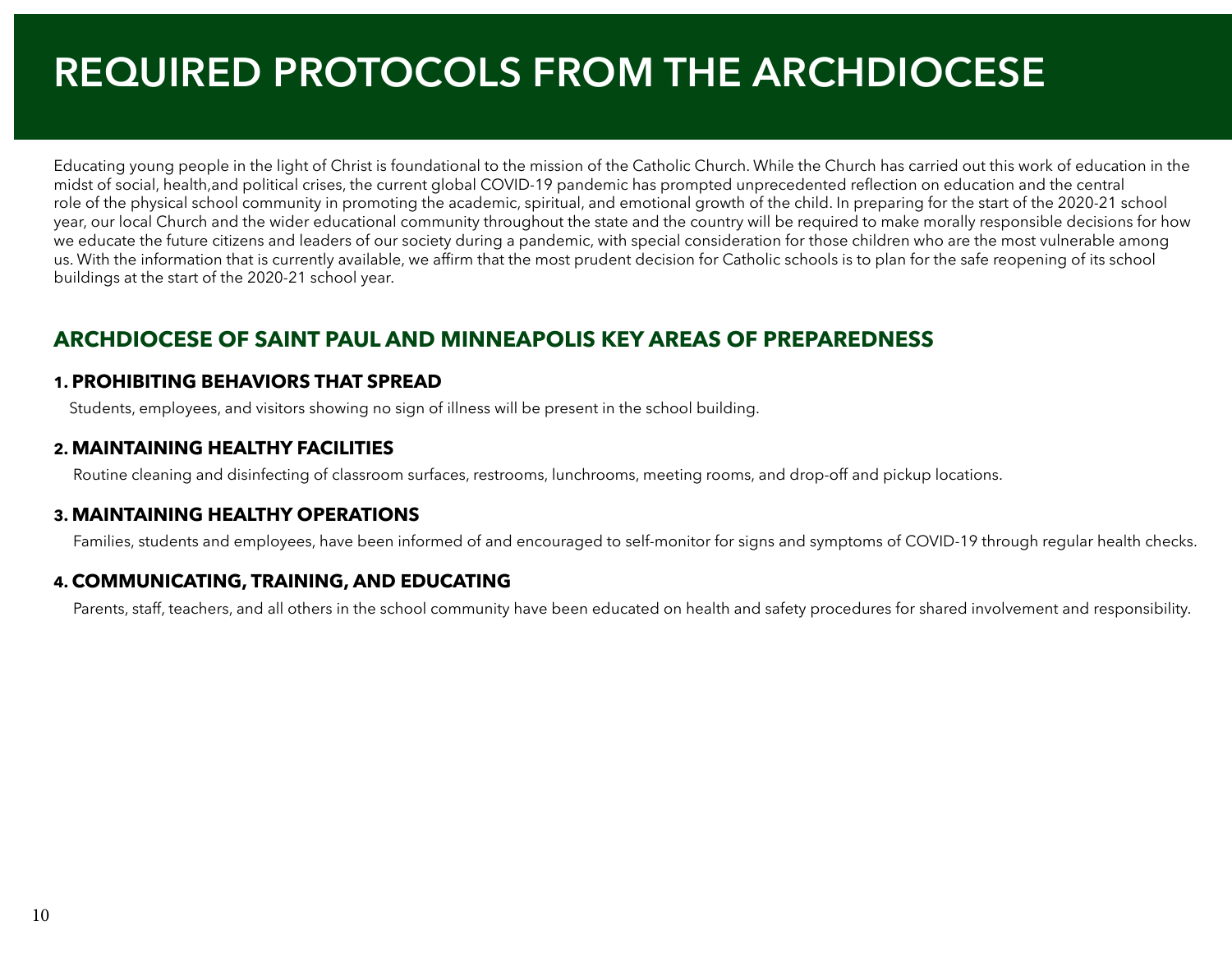# REQUIRED PROTOCOLS FROM THE ARCHDIOCESE

Educating young people in the light of Christ is foundational to the mission of the Catholic Church. While the Church has carried out this work of education in the midst of social, health,and political crises, the current global COVID-19 pandemic has prompted unprecedented reflection on education and the central role of the physical school community in promoting the academic, spiritual, and emotional growth of the child. In preparing for the start of the 2020-21 school year, our local Church and the wider educational community throughout the state and the country will be required to make morally responsible decisions for how we educate the future citizens and leaders of our society during a pandemic, with special consideration for those children who are the most vulnerable among us. With the information that is currently available, we affirm that the most prudent decision for Catholic schools is to plan for the safe reopening of its school buildings at the start of the 2020-21 school year.

## ARCHDIOCESE OF SAINT PAUL AND MINNEAPOLIS KEY AREAS OF PREPAREDNESS

### 1. PROHIBITING BEHAVIORS THAT SPREAD

Students, employees, and visitors showing no sign of illness will be present in the school building.

### 2. MAINTAINING HEALTHY FACILITIES

Routine cleaning and disinfecting of classroom surfaces, restrooms, lunchrooms, meeting rooms, and drop-off and pickup locations.

### 3. MAINTAINING HEALTHY OPERATIONS

Families, students and employees, have been informed of and encouraged to self-monitor for signs and symptoms of COVID-19 through regular health checks.

### 4. COMMUNICATING, TRAINING, AND EDUCATING

Parents, staff, teachers, and all others in the school community have been educated on health and safety procedures for shared involvement and responsibility.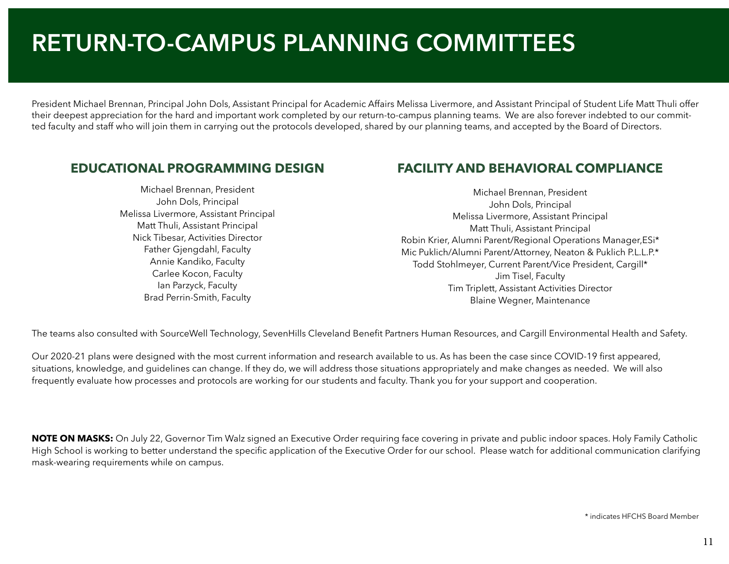# RETURN-TO-CAMPUS PLANNING COMMITTEES

President Michael Brennan, Principal John Dols, Assistant Principal for Academic Affairs Melissa Livermore, and Assistant Principal of Student Life Matt Thuli offer their deepest appreciation for the hard and important work completed by our return-to-campus planning teams. We are also forever indebted to our committed faculty and staff who will join them in carrying out the protocols developed, shared by our planning teams, and accepted by the Board of Directors.

## EDUCATIONAL PROGRAMMING DESIGN

Michael Brennan, President
John Dols, Principal
Melissa Livermore, Assistant Principal
Matt Thuli, Assistant Principal
Nick Tibesar, Activities Director
Father Gjengdahl, Faculty
Annie Kandiko, Faculty
Carlee Kocon, Faculty
Ian Parzyck, Faculty
Brad Perrin-Smith, Faculty

## FACILITY AND BEHAVIORAL COMPLIANCE

Michael Brennan, President
John Dols, Principal
Melissa Livermore, Assistant Principal
Matt Thuli, Assistant Principal
Robin Krier, Alumni Parent/Regional Operations Manager,ESi*
Mic Puklich/Alumni Parent/Attorney, Neaton & Puklich P.L.L.P.*
Todd Stohlmeyer, Current Parent/Vice President, Cargill*
Jim Tisel, Faculty
Tim Triplett, Assistant Activities Director
Blaine Wegner, Maintenance

The teams also consulted with SourceWell Technology, SevenHills Cleveland Benefit Partners Human Resources, and Cargill Environmental Health and Safety.

Our 2020-21 plans were designed with the most current information and research available to us. As has been the case since COVID-19 first appeared, situations, knowledge, and guidelines can change. If they do, we will address those situations appropriately and make changes as needed. We will also frequently evaluate how processes and protocols are working for our students and faculty. Thank you for your support and cooperation.

**NOTE ON MASKS:** On July 22, Governor Tim Walz signed an Executive Order requiring face covering in private and public indoor spaces. Holy Family Catholic High School is working to better understand the specific application of the Executive Order for our school. Please watch for additional communication clarifying mask-wearing requirements while on campus.

* indicates HFCHS Board Member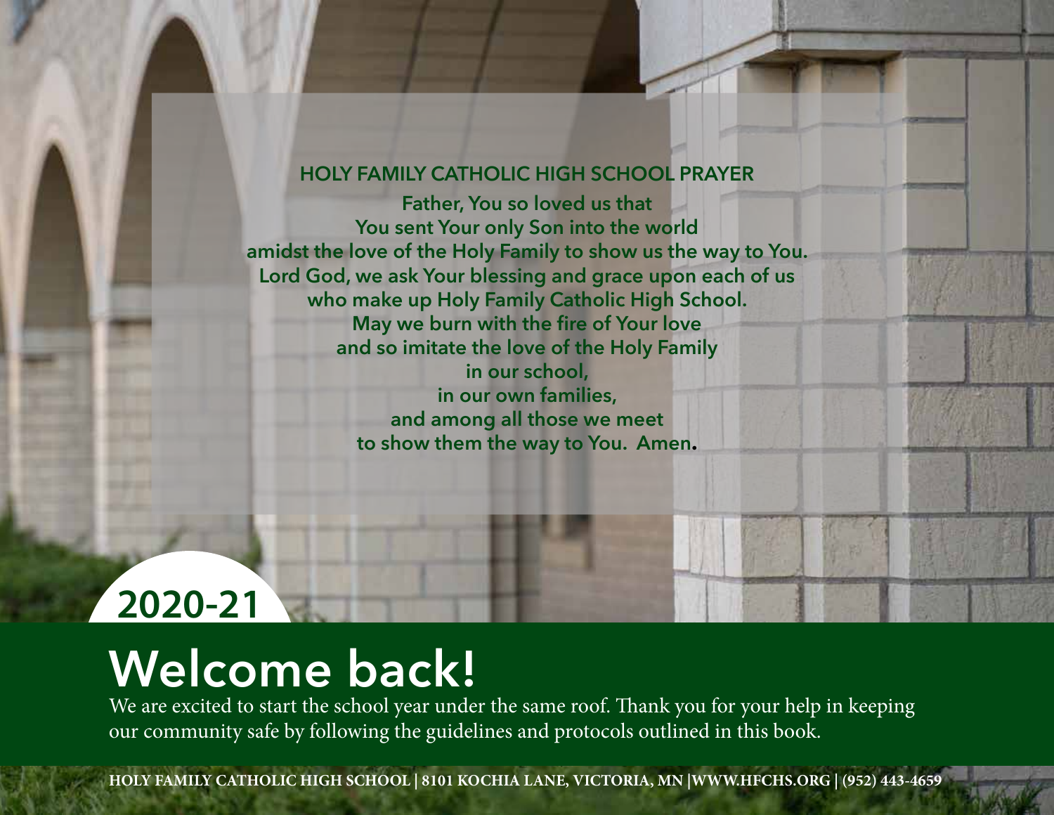## HOLY FAMILY CATHOLIC HIGH SCHOOL PRAYER

**Father, You so loved us that**
**You sent Your only Son into the world**
**amidst the love of the Holy Family to show us the way to You.**
**Lord God, we ask Your blessing and grace upon each of us**
**who make up Holy Family Catholic High School.**
**May we burn with the fire of Your love**
**and so imitate the love of the Holy Family**
**in our school,**
**in our own families,**
**and among all those we meet**
**to show them the way to You. Amen.**

## 2020-21

# Welcome back!

We are excited to start the school year under the same roof. Thank you for your help in keeping our community safe by following the guidelines and protocols outlined in this book.

**HOLY FAMILY CATHOLIC HIGH SCHOOL | 8101 KOCHIA LANE, VICTORIA, MN |WWW.HFCHS.ORG | (952) 443-4659**